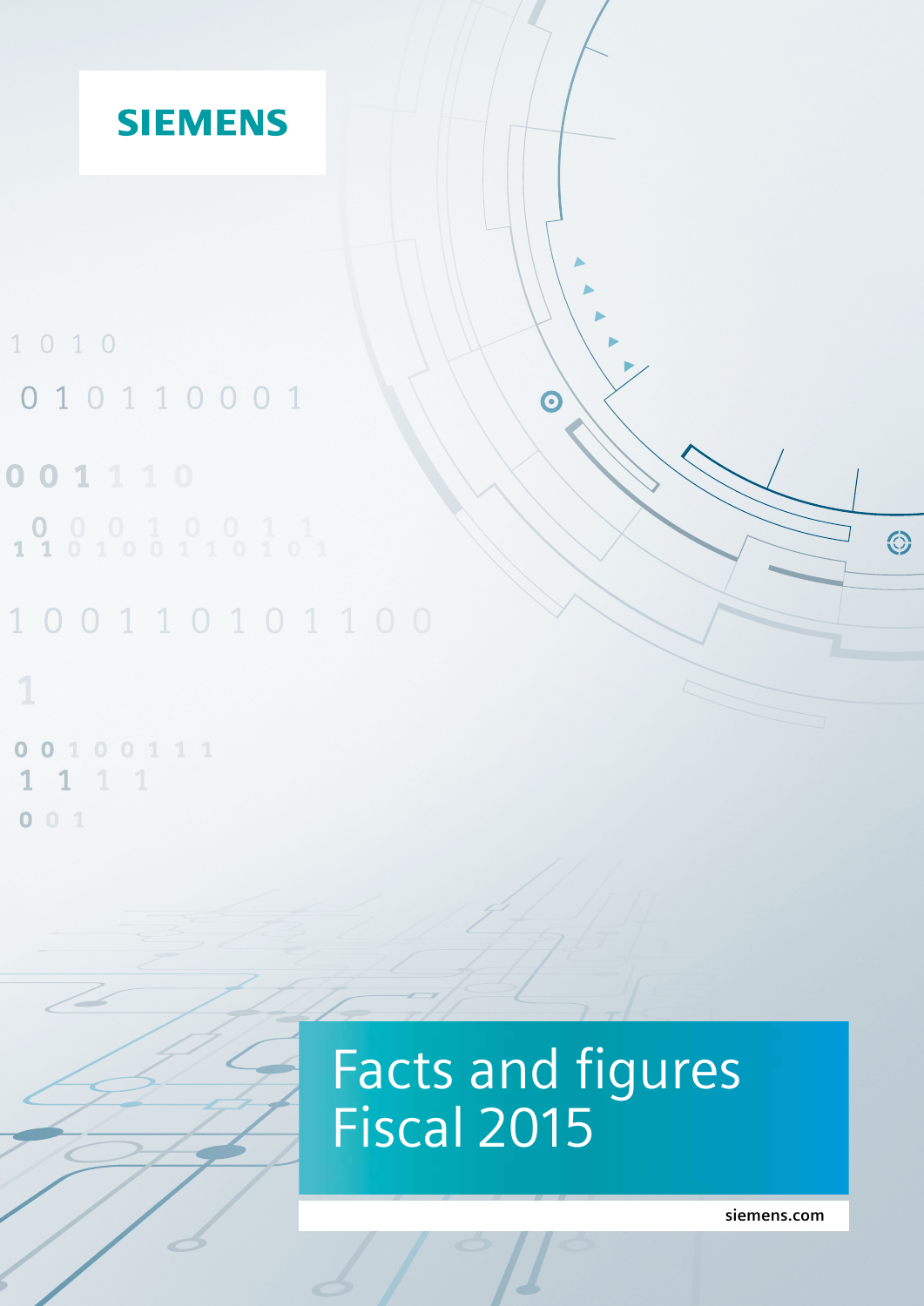SIEMENS

# Facts and figures Fiscal 2015

siemens.com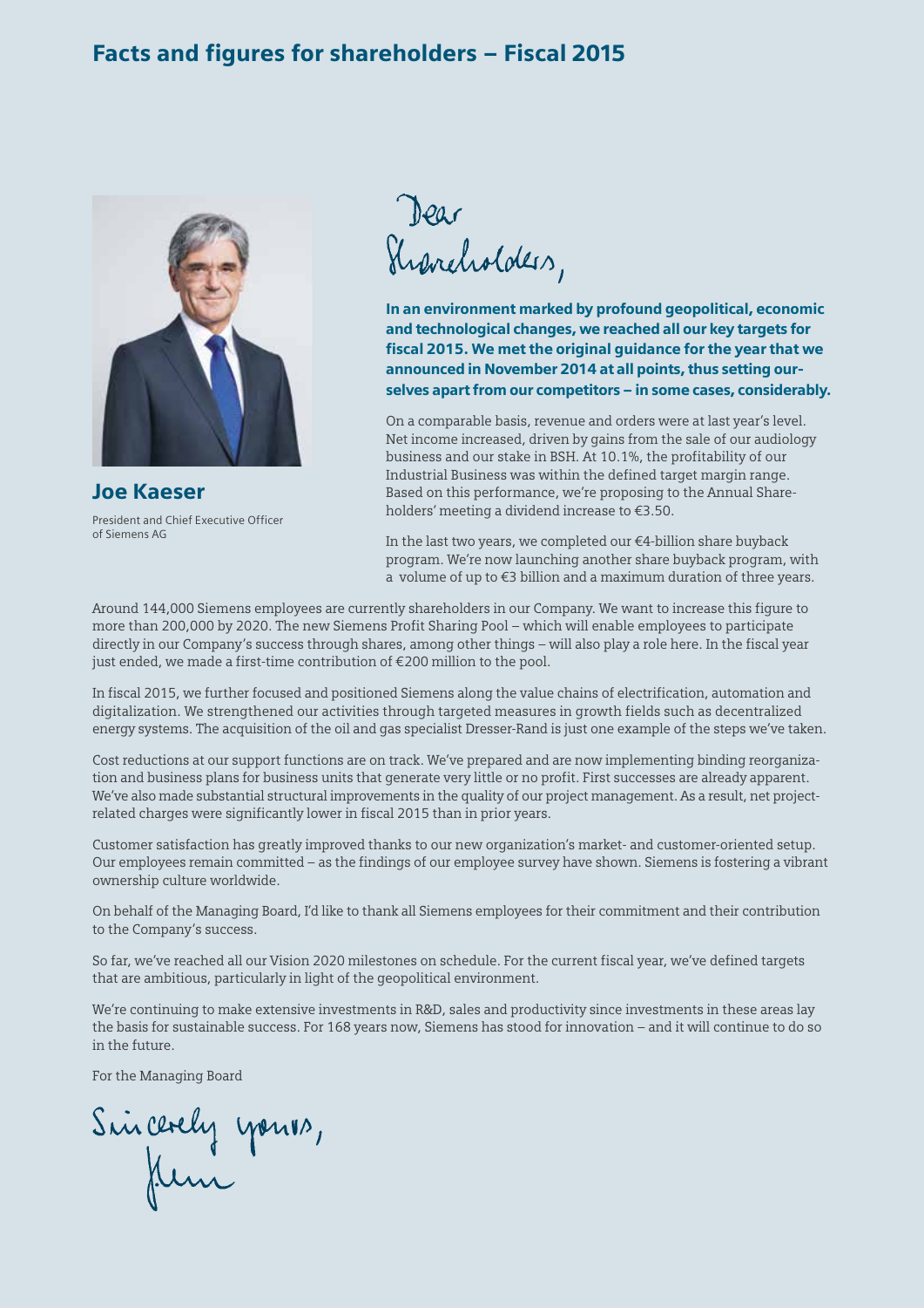# Facts and figures for shareholders – Fiscal 2015

**Joe Kaeser**

President and Chief Executive Officer of Siemens AG

Dear Shareholders,

**In an environment marked by profound geopolitical, economic and technological changes, we reached all our key targets for fiscal 2015. We met the original guidance for the year that we announced in November 2014 at all points, thus setting ourselves apart from our competitors – in some cases, considerably.**

On a comparable basis, revenue and orders were at last year's level. Net income increased, driven by gains from the sale of our audiology business and our stake in BSH. At 10.1%, the profitability of our Industrial Business was within the defined target margin range. Based on this performance, we're proposing to the Annual Shareholders' meeting a dividend increase to €3.50.

In the last two years, we completed our €4-billion share buyback program. We're now launching another share buyback program, with a volume of up to €3 billion and a maximum duration of three years.

Around 144,000 Siemens employees are currently shareholders in our Company. We want to increase this figure to more than 200,000 by 2020. The new Siemens Profit Sharing Pool – which will enable employees to participate directly in our Company's success through shares, among other things – will also play a role here. In the fiscal year just ended, we made a first-time contribution of €200 million to the pool.

In fiscal 2015, we further focused and positioned Siemens along the value chains of electrification, automation and digitalization. We strengthened our activities through targeted measures in growth fields such as decentralized energy systems. The acquisition of the oil and gas specialist Dresser-Rand is just one example of the steps we've taken.

Cost reductions at our support functions are on track. We've prepared and are now implementing binding reorganization and business plans for business units that generate very little or no profit. First successes are already apparent. We've also made substantial structural improvements in the quality of our project management. As a result, net project-related charges were significantly lower in fiscal 2015 than in prior years.

Customer satisfaction has greatly improved thanks to our new organization's market- and customer-oriented setup. Our employees remain committed – as the findings of our employee survey have shown. Siemens is fostering a vibrant ownership culture worldwide.

On behalf of the Managing Board, I'd like to thank all Siemens employees for their commitment and their contribution to the Company's success.

So far, we've reached all our Vision 2020 milestones on schedule. For the current fiscal year, we've defined targets that are ambitious, particularly in light of the geopolitical environment.

We're continuing to make extensive investments in R&D, sales and productivity since investments in these areas lay the basis for sustainable success. For 168 years now, Siemens has stood for innovation – and it will continue to do so in the future.

For the Managing Board

Sincerely yours,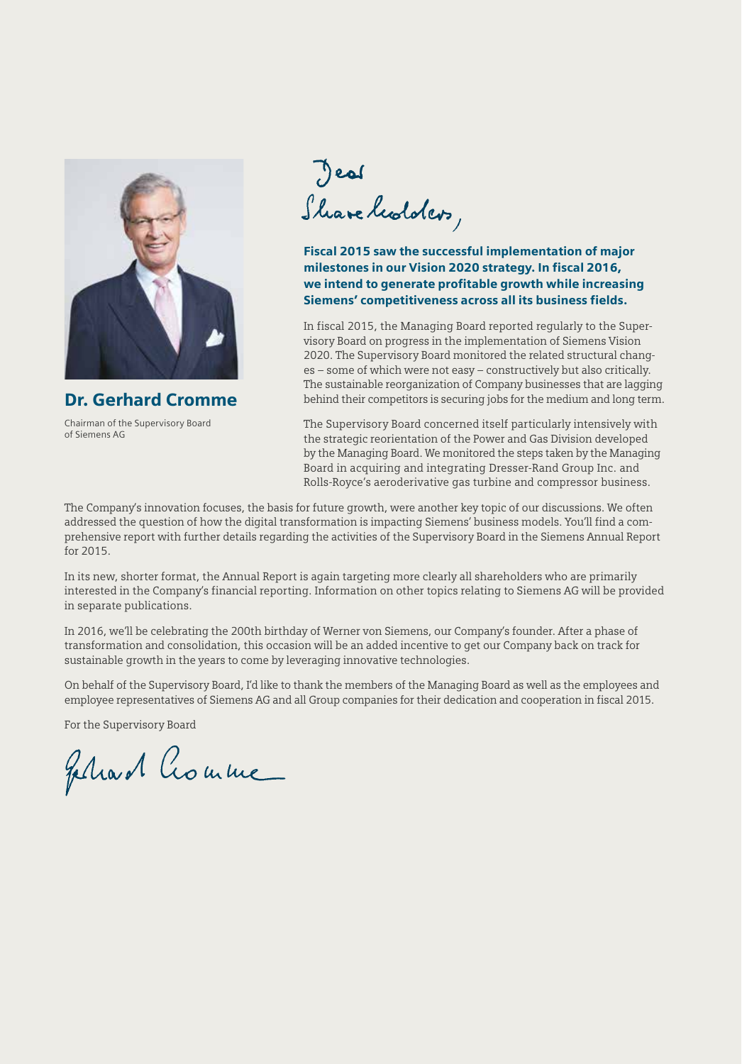**Dr. Gerhard Cromme**

Chairman of the Supervisory Board of Siemens AG

Dear Shareholders,

**Fiscal 2015 saw the successful implementation of major milestones in our Vision 2020 strategy. In fiscal 2016, we intend to generate profitable growth while increasing Siemens' competitiveness across all its business fields.**

In fiscal 2015, the Managing Board reported regularly to the Supervisory Board on progress in the implementation of Siemens Vision 2020. The Supervisory Board monitored the related structural changes – some of which were not easy – constructively but also critically. The sustainable reorganization of Company businesses that are lagging behind their competitors is securing jobs for the medium and long term.

The Supervisory Board concerned itself particularly intensively with the strategic reorientation of the Power and Gas Division developed by the Managing Board. We monitored the steps taken by the Managing Board in acquiring and integrating Dresser-Rand Group Inc. and Rolls-Royce's aeroderivative gas turbine and compressor business.

The Company's innovation focuses, the basis for future growth, were another key topic of our discussions. We often addressed the question of how the digital transformation is impacting Siemens' business models. You'll find a comprehensive report with further details regarding the activities of the Supervisory Board in the Siemens Annual Report for 2015.

In its new, shorter format, the Annual Report is again targeting more clearly all shareholders who are primarily interested in the Company's financial reporting. Information on other topics relating to Siemens AG will be provided in separate publications.

In 2016, we'll be celebrating the 200th birthday of Werner von Siemens, our Company's founder. After a phase of transformation and consolidation, this occasion will be an added incentive to get our Company back on track for sustainable growth in the years to come by leveraging innovative technologies.

On behalf of the Supervisory Board, I'd like to thank the members of the Managing Board as well as the employees and employee representatives of Siemens AG and all Group companies for their dedication and cooperation in fiscal 2015.

For the Supervisory Board

Gerhard Cromme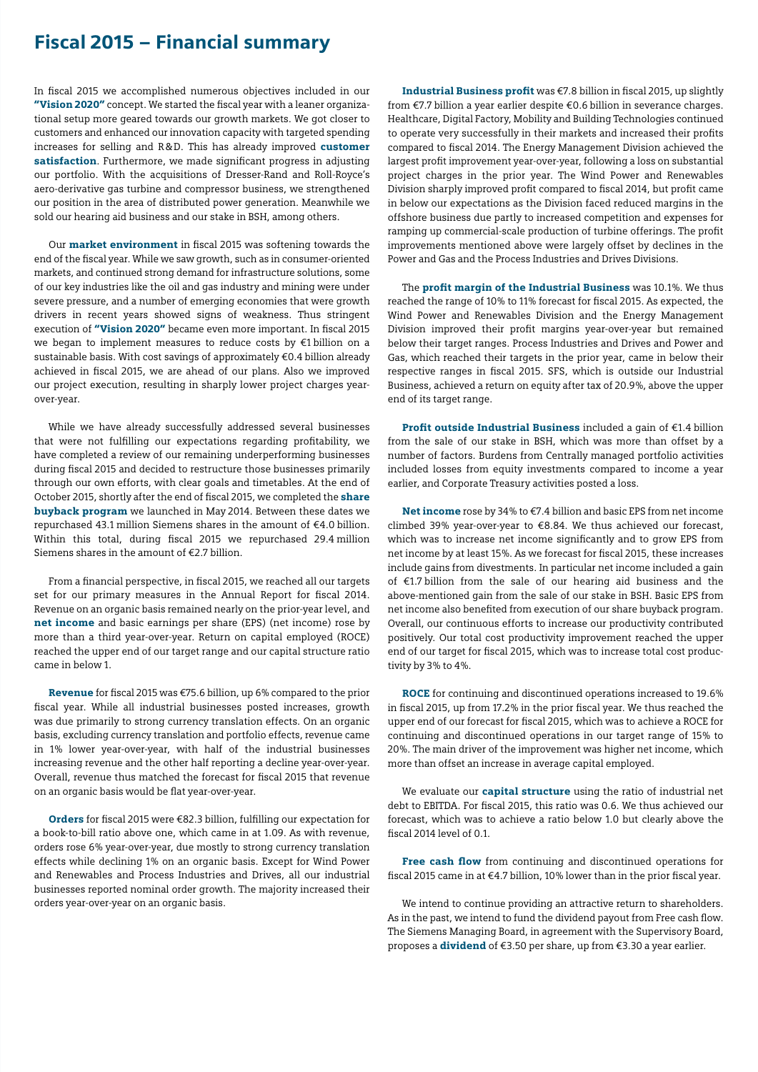# Fiscal 2015 – Financial summary

In fiscal 2015 we accomplished numerous objectives included in our **"Vision 2020"** concept. We started the fiscal year with a leaner organizational setup more geared towards our growth markets. We got closer to customers and enhanced our innovation capacity with targeted spending increases for selling and R&D. This has already improved **customer satisfaction**. Furthermore, we made significant progress in adjusting our portfolio. With the acquisitions of Dresser-Rand and Roll-Royce's aero-derivative gas turbine and compressor business, we strengthened our position in the area of distributed power generation. Meanwhile we sold our hearing aid business and our stake in BSH, among others.

Our **market environment** in fiscal 2015 was softening towards the end of the fiscal year. While we saw growth, such as in consumer-oriented markets, and continued strong demand for infrastructure solutions, some of our key industries like the oil and gas industry and mining were under severe pressure, and a number of emerging economies that were growth drivers in recent years showed signs of weakness. Thus stringent execution of **"Vision 2020"** became even more important. In fiscal 2015 we began to implement measures to reduce costs by €1 billion on a sustainable basis. With cost savings of approximately €0.4 billion already achieved in fiscal 2015, we are ahead of our plans. Also we improved our project execution, resulting in sharply lower project charges year-over-year.

While we have already successfully addressed several businesses that were not fulfilling our expectations regarding profitability, we have completed a review of our remaining underperforming businesses during fiscal 2015 and decided to restructure those businesses primarily through our own efforts, with clear goals and timetables. At the end of October 2015, shortly after the end of fiscal 2015, we completed the **share buyback program** we launched in May 2014. Between these dates we repurchased 43.1 million Siemens shares in the amount of €4.0 billion. Within this total, during fiscal 2015 we repurchased 29.4 million Siemens shares in the amount of €2.7 billion.

From a financial perspective, in fiscal 2015, we reached all our targets set for our primary measures in the Annual Report for fiscal 2014. Revenue on an organic basis remained nearly on the prior-year level, and **net income** and basic earnings per share (EPS) (net income) rose by more than a third year-over-year. Return on capital employed (ROCE) reached the upper end of our target range and our capital structure ratio came in below 1.

**Revenue** for fiscal 2015 was €75.6 billion, up 6% compared to the prior fiscal year. While all industrial businesses posted increases, growth was due primarily to strong currency translation effects. On an organic basis, excluding currency translation and portfolio effects, revenue came in 1% lower year-over-year, with half of the industrial businesses increasing revenue and the other half reporting a decline year-over-year. Overall, revenue thus matched the forecast for fiscal 2015 that revenue on an organic basis would be flat year-over-year.

**Orders** for fiscal 2015 were €82.3 billion, fulfilling our expectation for a book-to-bill ratio above one, which came in at 1.09. As with revenue, orders rose 6% year-over-year, due mostly to strong currency translation effects while declining 1% on an organic basis. Except for Wind Power and Renewables and Process Industries and Drives, all our industrial businesses reported nominal order growth. The majority increased their orders year-over-year on an organic basis.

**Industrial Business profit** was €7.8 billion in fiscal 2015, up slightly from €7.7 billion a year earlier despite €0.6 billion in severance charges. Healthcare, Digital Factory, Mobility and Building Technologies continued to operate very successfully in their markets and increased their profits compared to fiscal 2014. The Energy Management Division achieved the largest profit improvement year-over-year, following a loss on substantial project charges in the prior year. The Wind Power and Renewables Division sharply improved profit compared to fiscal 2014, but profit came in below our expectations as the Division faced reduced margins in the offshore business due partly to increased competition and expenses for ramping up commercial-scale production of turbine offerings. The profit improvements mentioned above were largely offset by declines in the Power and Gas and the Process Industries and Drives Divisions.

The **profit margin of the Industrial Business** was 10.1%. We thus reached the range of 10% to 11% forecast for fiscal 2015. As expected, the Wind Power and Renewables Division and the Energy Management Division improved their profit margins year-over-year but remained below their target ranges. Process Industries and Drives and Power and Gas, which reached their targets in the prior year, came in below their respective ranges in fiscal 2015. SFS, which is outside our Industrial Business, achieved a return on equity after tax of 20.9%, above the upper end of its target range.

**Profit outside Industrial Business** included a gain of €1.4 billion from the sale of our stake in BSH, which was more than offset by a number of factors. Burdens from Centrally managed portfolio activities included losses from equity investments compared to income a year earlier, and Corporate Treasury activities posted a loss.

**Net income** rose by 34% to €7.4 billion and basic EPS from net income climbed 39% year-over-year to €8.84. We thus achieved our forecast, which was to increase net income significantly and to grow EPS from net income by at least 15%. As we forecast for fiscal 2015, these increases include gains from divestments. In particular net income included a gain of €1.7 billion from the sale of our hearing aid business and the above-mentioned gain from the sale of our stake in BSH. Basic EPS from net income also benefited from execution of our share buyback program. Overall, our continuous efforts to increase our productivity contributed positively. Our total cost productivity improvement reached the upper end of our target for fiscal 2015, which was to increase total cost productivity by 3% to 4%.

**ROCE** for continuing and discontinued operations increased to 19.6% in fiscal 2015, up from 17.2% in the prior fiscal year. We thus reached the upper end of our forecast for fiscal 2015, which was to achieve a ROCE for continuing and discontinued operations in our target range of 15% to 20%. The main driver of the improvement was higher net income, which more than offset an increase in average capital employed.

We evaluate our **capital structure** using the ratio of industrial net debt to EBITDA. For fiscal 2015, this ratio was 0.6. We thus achieved our forecast, which was to achieve a ratio below 1.0 but clearly above the fiscal 2014 level of 0.1.

**Free cash flow** from continuing and discontinued operations for fiscal 2015 came in at €4.7 billion, 10% lower than in the prior fiscal year.

We intend to continue providing an attractive return to shareholders. As in the past, we intend to fund the dividend payout from Free cash flow. The Siemens Managing Board, in agreement with the Supervisory Board, proposes a **dividend** of €3.50 per share, up from €3.30 a year earlier.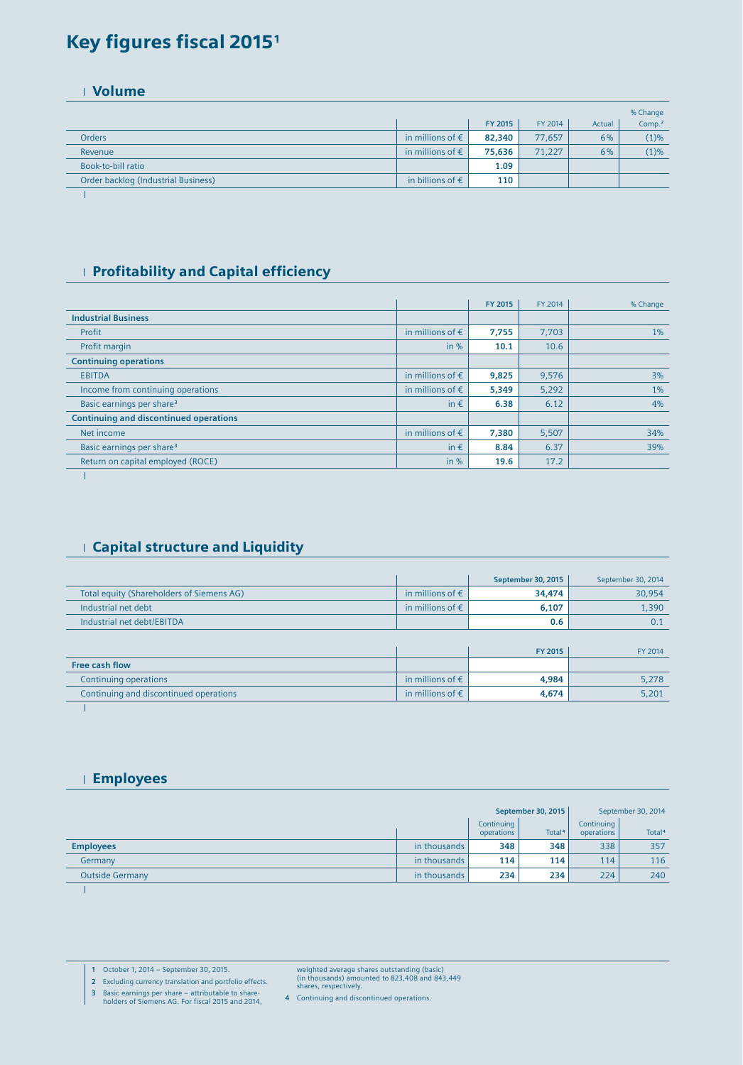# Key figures fiscal 2015[1]

## Volume

| | | FY 2015 | FY 2014 | % Change Actual | % Change Comp.[2] |
|---|---|---|---|---|---|
| Orders | in millions of € | **82,340** | 77,657 | 6% | (1)% |
| Revenue | in millions of € | **75,636** | 71,227 | 6% | (1)% |
| Book-to-bill ratio | | **1.09** | | | |
| Order backlog (Industrial Business) | in billions of € | **110** | | | |

## Profitability and Capital efficiency

| | | FY 2015 | FY 2014 | % Change |
|---|---|---|---|---|
| **Industrial Business** | | | | |
| Profit | in millions of € | **7,755** | 7,703 | 1% |
| Profit margin | in % | **10.1** | 10.6 | |
| **Continuing operations** | | | | |
| EBITDA | in millions of € | **9,825** | 9,576 | 3% |
| Income from continuing operations | in millions of € | **5,349** | 5,292 | 1% |
| Basic earnings per share[3] | in € | **6.38** | 6.12 | 4% |
| **Continuing and discontinued operations** | | | | |
| Net income | in millions of € | **7,380** | 5,507 | 34% |
| Basic earnings per share[3] | in € | **8.84** | 6.37 | 39% |
| Return on capital employed (ROCE) | in % | **19.6** | 17.2 | |

## Capital structure and Liquidity

| | | September 30, 2015 | September 30, 2014 |
|---|---|---|---|
| Total equity (Shareholders of Siemens AG) | in millions of € | **34,474** | 30,954 |
| Industrial net debt | in millions of € | **6,107** | 1,390 |
| Industrial net debt/EBITDA | | **0.6** | 0.1 |

| | | FY 2015 | FY 2014 |
|---|---|---|---|
| **Free cash flow** | | | |
| Continuing operations | in millions of € | **4,984** | 5,278 |
| Continuing and discontinued operations | in millions of € | **4,674** | 5,201 |

## Employees

| | | September 30, 2015 | | September 30, 2014 | |
|---|---|---|---|---|---|
| | | Continuing operations | Total[4] | Continuing operations | Total[4] |
| **Employees** | in thousands | **348** | **348** | 338 | 357 |
| Germany | in thousands | **114** | **114** | 114 | 116 |
| Outside Germany | in thousands | **234** | **234** | 224 | 240 |

1 October 1, 2014 – September 30, 2015.

2 Excluding currency translation and portfolio effects.

3 Basic earnings per share – attributable to shareholders of Siemens AG. For fiscal 2015 and 2014, weighted average shares outstanding (basic) (in thousands) amounted to 823,408 and 843,449 shares, respectively.

4 Continuing and discontinued operations.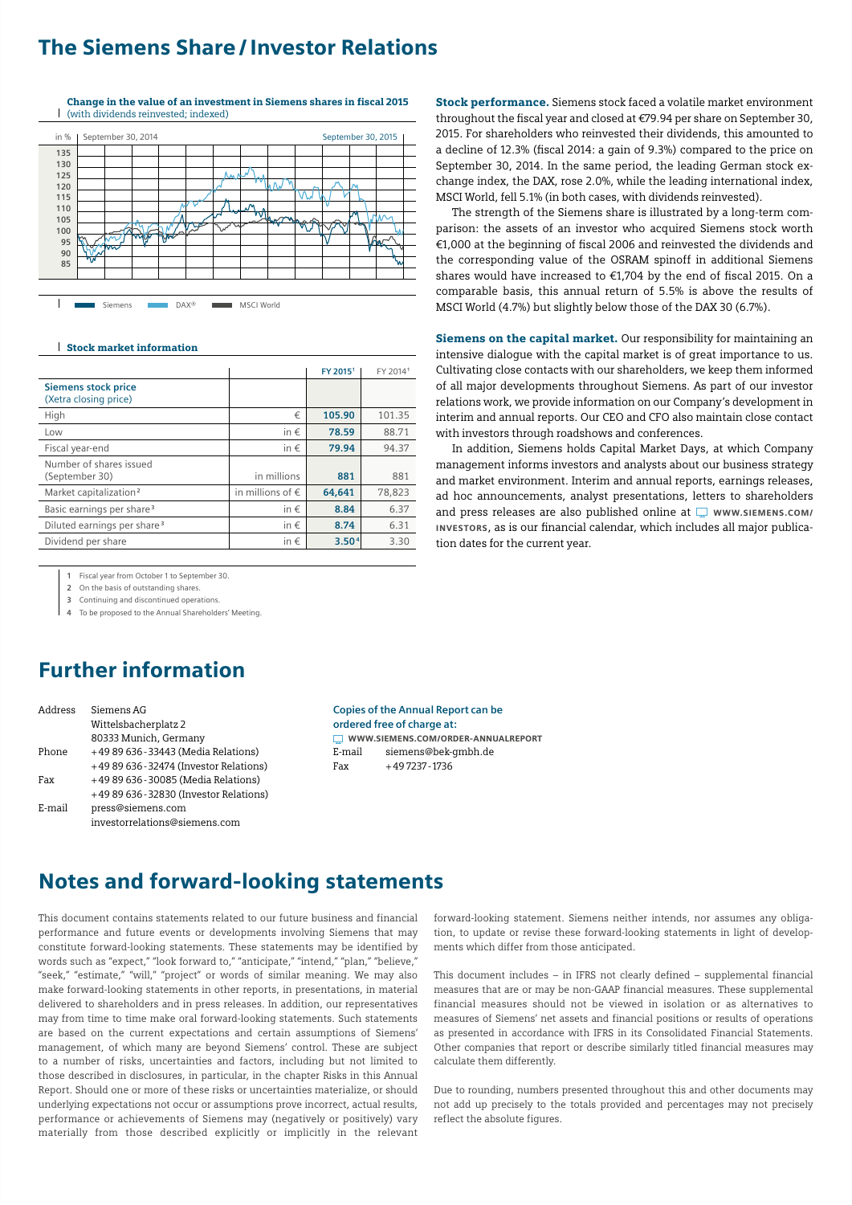# The Siemens Share / Investor Relations

**Change in the value of an investment in Siemens shares in fiscal 2015**
(with dividends reinvested; indexed)

in %
September 30, 2014
September 30, 2015
135
130
125
120
115
110
105
100
95
90
85

Siemens DAX® MSCI World

**Stock performance.** Siemens stock faced a volatile market environment throughout the fiscal year and closed at €79.94 per share on September 30, 2015. For shareholders who reinvested their dividends, this amounted to a decline of 12.3% (fiscal 2014: a gain of 9.3%) compared to the price on September 30, 2014. In the same period, the leading German stock exchange index, the DAX, rose 2.0%, while the leading international index, MSCI World, fell 5.1% (in both cases, with dividends reinvested).

The strength of the Siemens share is illustrated by a long-term comparison: the assets of an investor who acquired Siemens stock worth €1,000 at the beginning of fiscal 2006 and reinvested the dividends and the corresponding value of the OSRAM spinoff in additional Siemens shares would have increased to €1,704 by the end of fiscal 2015. On a comparable basis, this annual return of 5.5% is above the results of MSCI World (4.7%) but slightly below those of the DAX 30 (6.7%).

**Stock market information**

| | | FY 2015[1] | FY 2014[1] |
|---|---|---|---|
| **Siemens stock price** (Xetra closing price) | | | |
| High | € | **105.90** | 101.35 |
| Low | in € | **78.59** | 88.71 |
| Fiscal year-end | in € | **79.94** | 94.37 |
| Number of shares issued (September 30) | in millions | **881** | 881 |
| Market capitalization[2] | in millions of € | **64,641** | 78,823 |
| Basic earnings per share[3] | in € | **8.84** | 6.37 |
| Diluted earnings per share[3] | in € | **8.74** | 6.31 |
| Dividend per share | in € | **3.50**[4] | 3.30 |

1 Fiscal year from October 1 to September 30.
2 On the basis of outstanding shares.
3 Continuing and discontinued operations.
4 To be proposed to the Annual Shareholders' Meeting.

**Siemens on the capital market.** Our responsibility for maintaining an intensive dialogue with the capital market is of great importance to us. Cultivating close contacts with our shareholders, we keep them informed of all major developments throughout Siemens. As part of our investor relations work, we provide information on our Company's development in interim and annual reports. Our CEO and CFO also maintain close contact with investors through roadshows and conferences.

In addition, Siemens holds Capital Market Days, at which Company management informs investors and analysts about our business strategy and market environment. Interim and annual reports, earnings releases, ad hoc announcements, analyst presentations, letters to shareholders and press releases are also published online at WWW.SIEMENS.COM/INVESTORS, as is our financial calendar, which includes all major publication dates for the current year.

# Further information

| | |
|---|---|
| Address | Siemens AG<br>Wittelsbacherplatz 2<br>80333 Munich, Germany |
| Phone | +49 89 636-33443 (Media Relations)<br>+49 89 636-32474 (Investor Relations) |
| Fax | +49 89 636-30085 (Media Relations)<br>+49 89 636-32830 (Investor Relations) |
| E-mail | press@siemens.com<br>investorrelations@siemens.com |

**Copies of the Annual Report can be ordered free of charge at:**
WWW.SIEMENS.COM/ORDER-ANNUALREPORT
E-mail siemens@bek-gmbh.de
Fax +49 7237-1736

# Notes and forward-looking statements

This document contains statements related to our future business and financial performance and future events or developments involving Siemens that may constitute forward-looking statements. These statements may be identified by words such as "expect," "look forward to," "anticipate," "intend," "plan," "believe," "seek," "estimate," "will," "project" or words of similar meaning. We may also make forward-looking statements in other reports, in presentations, in material delivered to shareholders and in press releases. In addition, our representatives may from time to time make oral forward-looking statements. Such statements are based on the current expectations and certain assumptions of Siemens' management, of which many are beyond Siemens' control. These are subject to a number of risks, uncertainties and factors, including but not limited to those described in disclosures, in particular, in the chapter Risks in this Annual Report. Should one or more of these risks or uncertainties materialize, or should underlying expectations not occur or assumptions prove incorrect, actual results, performance or achievements of Siemens may (negatively or positively) vary materially from those described explicitly or implicitly in the relevant forward-looking statement. Siemens neither intends, nor assumes any obligation, to update or revise these forward-looking statements in light of developments which differ from those anticipated.

This document includes – in IFRS not clearly defined – supplemental financial measures that are or may be non-GAAP financial measures. These supplemental financial measures should not be viewed in isolation or as alternatives to measures of Siemens' net assets and financial positions or results of operations as presented in accordance with IFRS in its Consolidated Financial Statements. Other companies that report or describe similarly titled financial measures may calculate them differently.

Due to rounding, numbers presented throughout this and other documents may not add up precisely to the totals provided and percentages may not precisely reflect the absolute figures.